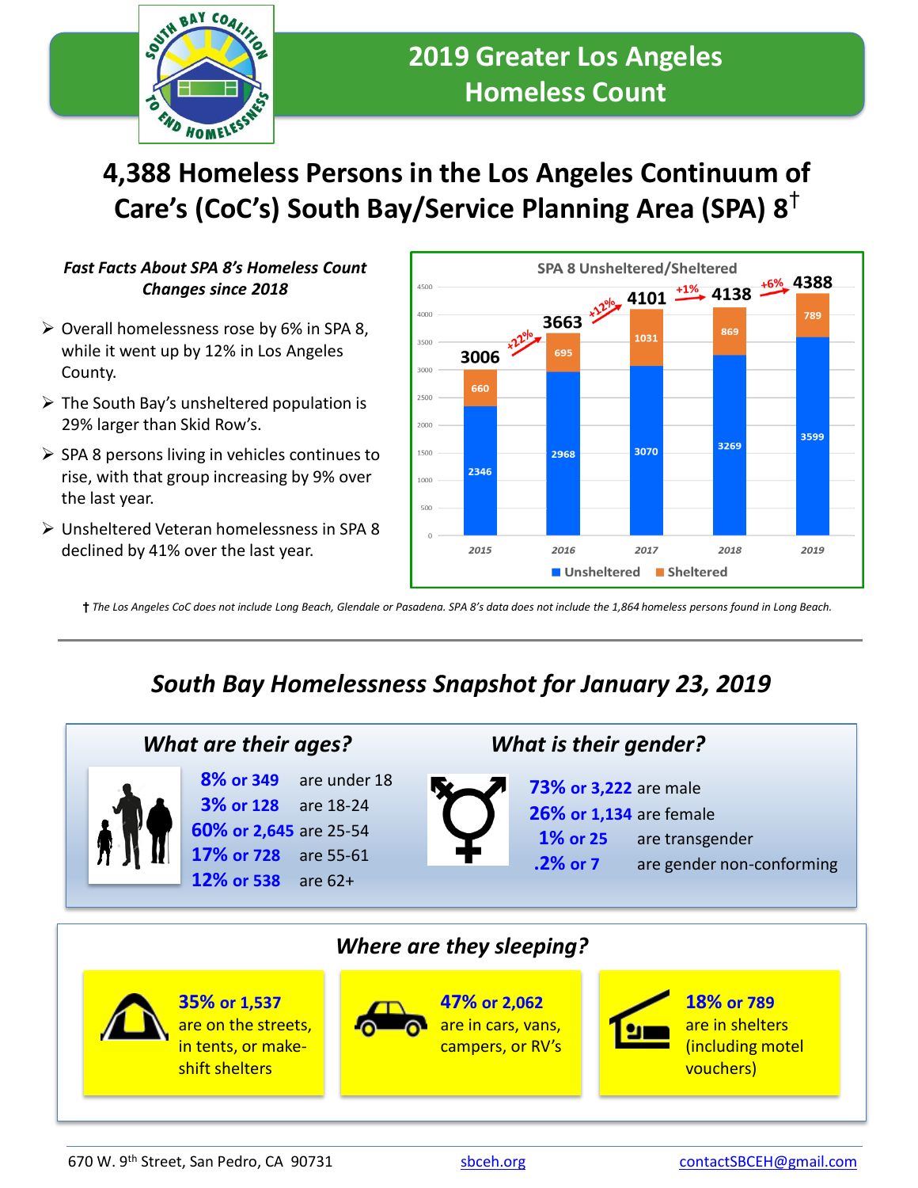# 2019 Greater Los Angeles Homeless Count

## 4,388 Homeless Persons in the Los Angeles Continuum of Care's (CoC's) South Bay/Service Planning Area (SPA) 8†

***Fast Facts About SPA 8's Homeless Count Changes since 2018***

- Overall homelessness rose by 6% in SPA 8, while it went up by 12% in Los Angeles County.
- The South Bay's unsheltered population is 29% larger than Skid Row's.
- SPA 8 persons living in vehicles continues to rise, with that group increasing by 9% over the last year.
- Unsheltered Veteran homelessness in SPA 8 declined by 41% over the last year.

**SPA 8 Unsheltered/Sheltered**

| Year | Unsheltered | Sheltered | Total | Change |
|---|---|---|---|---|
| 2015 | 2346 | 660 | 3006 | |
| 2016 | 2968 | 695 | 3663 | +22% |
| 2017 | 3070 | 1031 | 4101 | +12% |
| 2018 | 3269 | 869 | 4138 | +1% |
| 2019 | 3599 | 789 | 4388 | +6% |

† *The Los Angeles CoC does not include Long Beach, Glendale or Pasadena. SPA 8's data does not include the 1,864 homeless persons found in Long Beach.*

---

## *South Bay Homelessness Snapshot for January 23, 2019*

### *What are their ages?*

| | |
|---|---|
| **8% or 349** | are under 18 |
| **3% or 128** | are 18-24 |
| **60% or 2,645** | are 25-54 |
| **17% or 728** | are 55-61 |
| **12% or 538** | are 62+ |

### *What is their gender?*

| | |
|---|---|
| **73% or 3,222** | are male |
| **26% or 1,134** | are female |
| **1% or 25** | are transgender |
| **.2% or 7** | are gender non-conforming |

### *Where are they sleeping?*

**35% or 1,537** are on the streets, in tents, or make-shift shelters

**47% or 2,062** are in cars, vans, campers, or RV's

**18% or 789** are in shelters (including motel vouchers)

---

670 W. 9th Street, San Pedro, CA 90731 | sbceh.org | contactSBCEH@gmail.com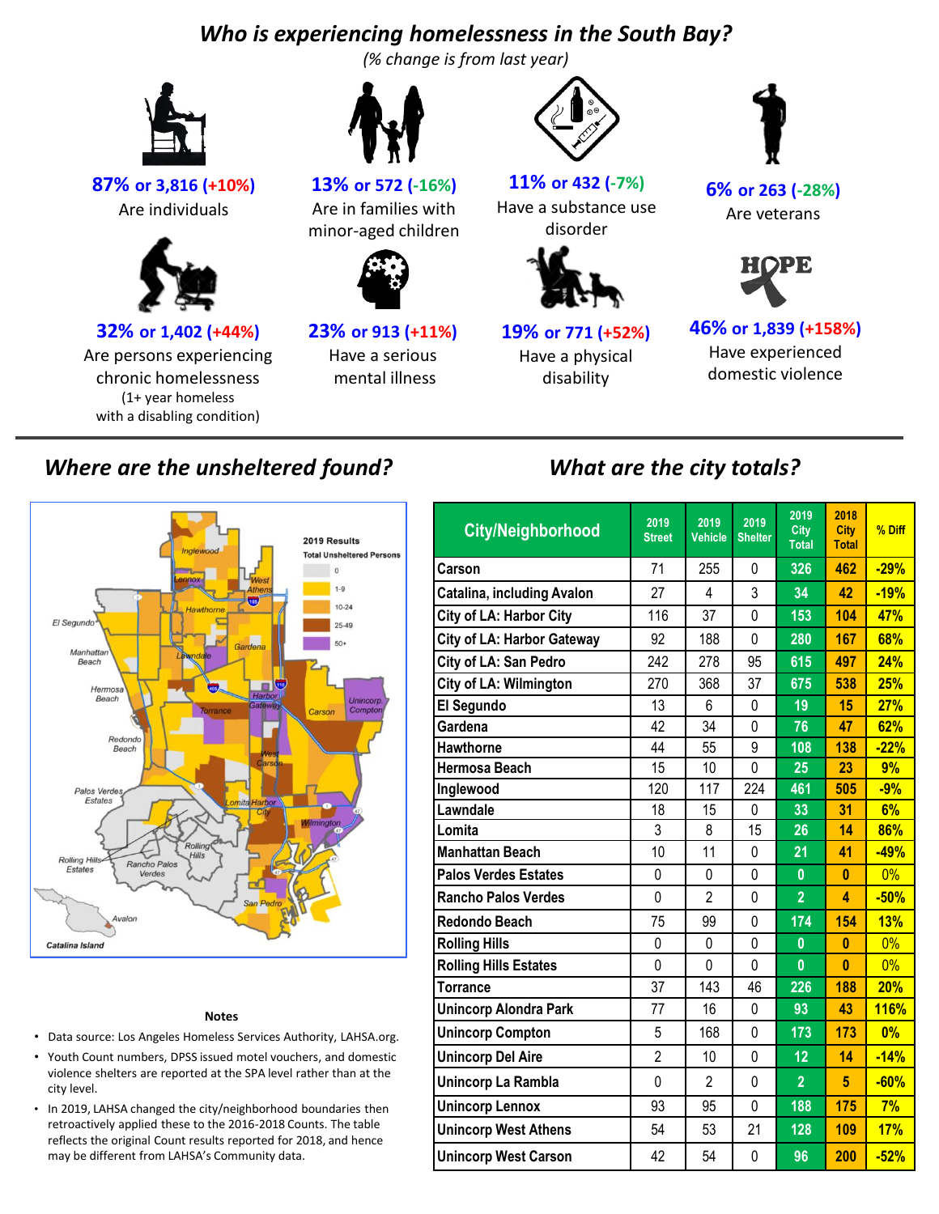# Who is experiencing homelessness in the South Bay?

*(% change is from last year)*

**87% or 3,816 (+10%)**
Are individuals

**13% or 572 (-16%)**
Are in families with minor-aged children

**11% or 432 (-7%)**
Have a substance use disorder

**6% or 263 (-28%)**
Are veterans

**32% or 1,402 (+44%)**
Are persons experiencing chronic homelessness
(1+ year homeless with a disabling condition)

**23% or 913 (+11%)**
Have a serious mental illness

**19% or 771 (+52%)**
Have a physical disability

**46% or 1,839 (+158%)**
Have experienced domestic violence

## Where are the unsheltered found?

2019 Results
Total Unsheltered Persons
0
1-9
10-24
25-49
50+

Inglewood, Lennox, West Athens, Hawthorne, El Segundo, Manhattan Beach, Lawndale, Gardena, Hermosa Beach, Torrance, Harbor Gateway, Carson, Unincorp. Compton, Redondo Beach, West Carson, Palos Verdes Estates, Lomita, Harbor City, Wilmington, Rolling Hills, Rolling Hills Estates, Rancho Palos Verdes, San Pedro, Avalon, Catalina Island

## Notes

- Data source: Los Angeles Homeless Services Authority, LAHSA.org.
- Youth Count numbers, DPSS issued motel vouchers, and domestic violence shelters are reported at the SPA level rather than at the city level.
- In 2019, LAHSA changed the city/neighborhood boundaries then retroactively applied these to the 2016-2018 Counts. The table reflects the original Count results reported for 2018, and hence may be different from LAHSA's Community data.

## What are the city totals?

| City/Neighborhood | 2019 Street | 2019 Vehicle | 2019 Shelter | 2019 City Total | 2018 City Total | % Diff |
|---|---|---|---|---|---|---|
| Carson | 71 | 255 | 0 | 326 | 462 | -29% |
| Catalina, including Avalon | 27 | 4 | 3 | 34 | 42 | -19% |
| City of LA: Harbor City | 116 | 37 | 0 | 153 | 104 | 47% |
| City of LA: Harbor Gateway | 92 | 188 | 0 | 280 | 167 | 68% |
| City of LA: San Pedro | 242 | 278 | 95 | 615 | 497 | 24% |
| City of LA: Wilmington | 270 | 368 | 37 | 675 | 538 | 25% |
| El Segundo | 13 | 6 | 0 | 19 | 15 | 27% |
| Gardena | 42 | 34 | 0 | 76 | 47 | 62% |
| Hawthorne | 44 | 55 | 9 | 108 | 138 | -22% |
| Hermosa Beach | 15 | 10 | 0 | 25 | 23 | 9% |
| Inglewood | 120 | 117 | 224 | 461 | 505 | -9% |
| Lawndale | 18 | 15 | 0 | 33 | 31 | 6% |
| Lomita | 3 | 8 | 15 | 26 | 14 | 86% |
| Manhattan Beach | 10 | 11 | 0 | 21 | 41 | -49% |
| Palos Verdes Estates | 0 | 0 | 0 | 0 | 0 | 0% |
| Rancho Palos Verdes | 0 | 2 | 0 | 2 | 4 | -50% |
| Redondo Beach | 75 | 99 | 0 | 174 | 154 | 13% |
| Rolling Hills | 0 | 0 | 0 | 0 | 0 | 0% |
| Rolling Hills Estates | 0 | 0 | 0 | 0 | 0 | 0% |
| Torrance | 37 | 143 | 46 | 226 | 188 | 20% |
| Unincorp Alondra Park | 77 | 16 | 0 | 93 | 43 | 116% |
| Unincorp Compton | 5 | 168 | 0 | 173 | 173 | 0% |
| Unincorp Del Aire | 2 | 10 | 0 | 12 | 14 | -14% |
| Unincorp La Rambla | 0 | 2 | 0 | 2 | 5 | -60% |
| Unincorp Lennox | 93 | 95 | 0 | 188 | 175 | 7% |
| Unincorp West Athens | 54 | 53 | 21 | 128 | 109 | 17% |
| Unincorp West Carson | 42 | 54 | 0 | 96 | 200 | -52% |